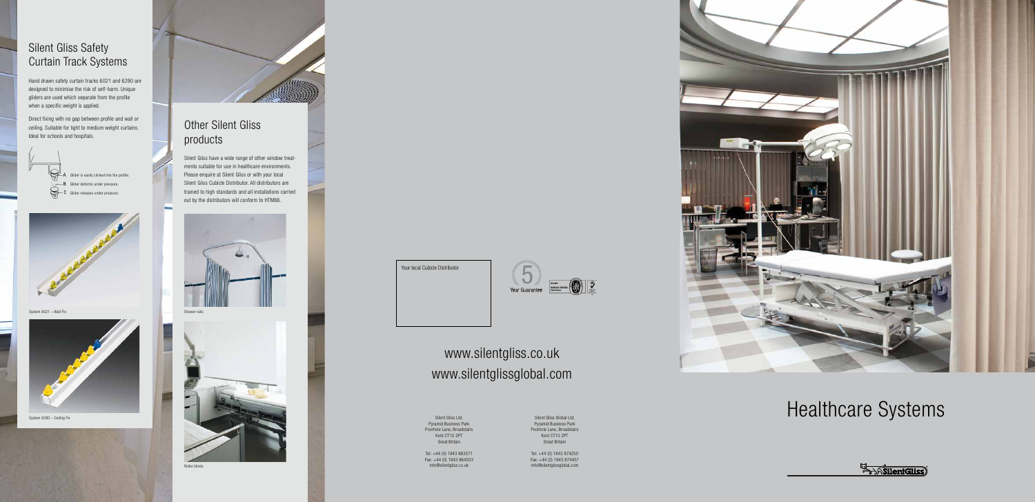## Silent Gliss Safety Curtain Track Systems

Hand drawn safety curtain tracks 6021 and 6290 are designed to minimise the risk of self-harm. Unique gliders are used which separate from the profile when a specific weight is applied.

Direct fixing with no gap between profile and wall or ceiling. Suitable for light to medium weight curtains. Ideal for schools and hospitals.

A Glider is easily clicked into the profile.
B Glider deforms under pressure.
C Glider releases under pressure.

System 6021 – Wall Fix

System 6290 – Ceiling Fix

## Other Silent Gliss products

Silent Gliss have a wide range of other window treatments suitable for use in healthcare environments. Please enquire at Silent Gliss or with your local Silent Gliss Cubicle Distributor. All distributors are trained to high standards and all installations carried out by the distributors will conform to HTM66.

Shower rails

Roller blinds

Your local Cubicle Distributor

5 Year Guarantee

www.silentgliss.co.uk
www.silentglissglobal.com

Silent Gliss Ltd.
Pyramid Business Park
Poorhole Lane, Broadstairs
Kent CT10 2PT
Great Britain

Tel: +44 (0) 1843 863571
Fax: +44 (0) 1843 864503
info@silentgliss.co.uk

Silent Gliss Global Ltd.
Pyramid Business Park
Poorhole Lane, Broadstairs
Kent CT10 2PT
Great Britain

Tel: +44 (0) 1843 874250
Fax: +44 (0) 1843 874457
info@silentglissglobal.com

# Healthcare Systems

SilentGliss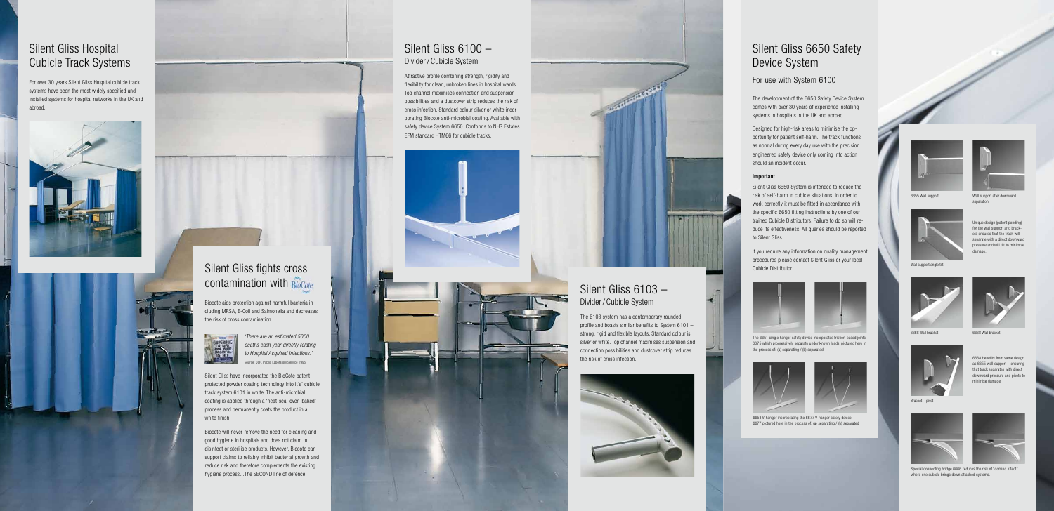## Silent Gliss Hospital Cubicle Track Systems

For over 30 years Silent Gliss Hospital cubicle track systems have been the most widely specified and installed systems for hospital networks in the UK and abroad.

## Silent Gliss fights cross contamination with BioCote

Biocote aids protection against harmful bacteria including MRSA, E-Coli and Salmonella and decreases the risk of cross contamination.

*'There are an estimated 5000 deaths each year directly relating to Hospital Acquired Infections.'*

Source: DoH, Public Laboratory Service 1995

Silent Gliss have incorporated the BioCote patent-protected powder coating technology into it's' cubicle track system 6101 in white. The anti-microbial coating is applied through a 'heat-seal-oven-baked' process and permanently coats the product in a white finish.

Biocote will never remove the need for cleaning and good hygiene in hospitals and does not claim to disinfect or sterilise products. However, Biocote can support claims to reliably inhibit bacterial growth and reduce risk and therefore complements the existing hygiene process...The SECOND line of defence.

## Silent Gliss 6100 –

### Divider / Cubicle System

Attractive profile combining strength, rigidity and flexibility for clean, unbroken lines in hospital wards. Top channel maximises connection and suspension possibilities and a dustcover strip reduces the risk of cross infection. Standard colour silver or white incorporating Biocote anti-microbial coating. Available with safety device System 6650. Conforms to NHS Estates EFM standard HTM66 for cubicle tracks.

## Silent Gliss 6103 –

### Divider / Cubicle System

The 6103 system has a contemporary rounded profile and boasts similar benefits to System 6101 – strong, rigid and flexible layouts. Standard colour is silver or white. Top channel maximises suspension and connection possibilities and dustcover strip reduces the risk of cross infection.

## Silent Gliss 6650 Safety Device System

### For use with System 6100

The development of the 6650 Safety Device System comes with over 30 years of experience installing systems in hospitals in the UK and abroad.

Designed for high-risk areas to minimise the opportunity for patient self-harm. The track functions as normal during every day use with the precision engineered safety device only coming into action should an incident occur.

**Important**

Silent Gliss 6650 System is intended to reduce the risk of self-harm in cubicle situations. In order to work correctly it must be fitted in accordance with the specific 6650 fitting instructions by one of our trained Cubicle Distributors. Failure to do so will reduce its effectiveness. All queries should be reported to Silent Gliss.

If you require any information on quality management procedures please contact Silent Gliss or your local Cubicle Distributor.

The 6651 single hanger safety device incorporates friction-based joints 6675 which progressively separate under known loads, pictured here in the process of: (a) separating / (b) separated

6658 V-hanger incorporating the 6677 V-hanger safety device. 6677 pictured here in the process of: (a) separating / (b) separated

6655 Wall support

Wall support after downward separation

Wall support angle tilt

Unique design (patent pending) for the wall support and brackets ensures that the track will separate with a direct downward pressure and will tilt to minimise damage.

6668 Wall bracket

6668 Wall bracket

Bracket – pivot

6668 benefits from same design as 6655 wall support – ensuring that track separates with direct downward pressure and pivots to minimise damage.

Special connecting bridge 6666 reduces the risk of "domino effect" where one cubicle brings down attached systems.